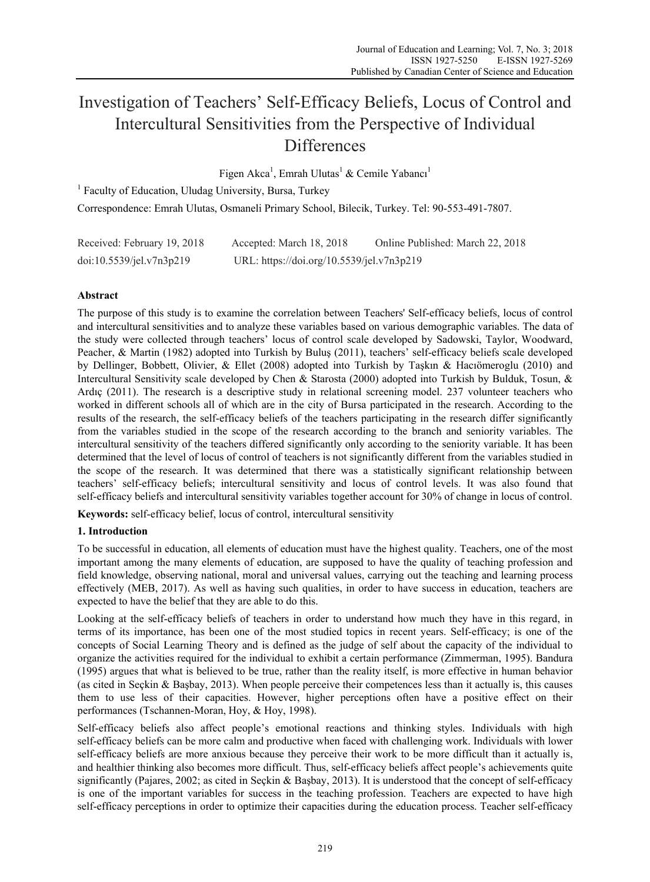# Investigation of Teachers' Self-Efficacy Beliefs, Locus of Control and Intercultural Sensitivities from the Perspective of Individual Differences

Figen Akca[1], Emrah Ulutas[1] & Cemile Yabancı[1]

[1] Faculty of Education, Uludag University, Bursa, Turkey

Correspondence: Emrah Ulutas, Osmaneli Primary School, Bilecik, Turkey. Tel: 90-553-491-7807.

Received: February 19, 2018 Accepted: March 18, 2018 Online Published: March 22, 2018

doi:10.5539/jel.v7n3p219 URL: https://doi.org/10.5539/jel.v7n3p219

## Abstract

The purpose of this study is to examine the correlation between Teachers' Self-efficacy beliefs, locus of control and intercultural sensitivities and to analyze these variables based on various demographic variables. The data of the study were collected through teachers' locus of control scale developed by Sadowski, Taylor, Woodward, Peacher, & Martin (1982) adopted into Turkish by Buluş (2011), teachers' self-efficacy beliefs scale developed by Dellinger, Bobbett, Olivier, & Ellet (2008) adopted into Turkish by Taşkın & Hacıömeroglu (2010) and Intercultural Sensitivity scale developed by Chen & Starosta (2000) adopted into Turkish by Bulduk, Tosun, & Ardıç (2011). The research is a descriptive study in relational screening model. 237 volunteer teachers who worked in different schools all of which are in the city of Bursa participated in the research. According to the results of the research, the self-efficacy beliefs of the teachers participating in the research differ significantly from the variables studied in the scope of the research according to the branch and seniority variables. The intercultural sensitivity of the teachers differed significantly only according to the seniority variable. It has been determined that the level of locus of control of teachers is not significantly different from the variables studied in the scope of the research. It was determined that there was a statistically significant relationship between teachers' self-efficacy beliefs; intercultural sensitivity and locus of control levels. It was also found that self-efficacy beliefs and intercultural sensitivity variables together account for 30% of change in locus of control.

**Keywords:** self-efficacy belief, locus of control, intercultural sensitivity

## 1. Introduction

To be successful in education, all elements of education must have the highest quality. Teachers, one of the most important among the many elements of education, are supposed to have the quality of teaching profession and field knowledge, observing national, moral and universal values, carrying out the teaching and learning process effectively (MEB, 2017). As well as having such qualities, in order to have success in education, teachers are expected to have the belief that they are able to do this.

Looking at the self-efficacy beliefs of teachers in order to understand how much they have in this regard, in terms of its importance, has been one of the most studied topics in recent years. Self-efficacy; is one of the concepts of Social Learning Theory and is defined as the judge of self about the capacity of the individual to organize the activities required for the individual to exhibit a certain performance (Zimmerman, 1995). Bandura (1995) argues that what is believed to be true, rather than the reality itself, is more effective in human behavior (as cited in Seçkin & Başbay, 2013). When people perceive their competences less than it actually is, this causes them to use less of their capacities. However, higher perceptions often have a positive effect on their performances (Tschannen-Moran, Hoy, & Hoy, 1998).

Self-efficacy beliefs also affect people's emotional reactions and thinking styles. Individuals with high self-efficacy beliefs can be more calm and productive when faced with challenging work. Individuals with lower self-efficacy beliefs are more anxious because they perceive their work to be more difficult than it actually is, and healthier thinking also becomes more difficult. Thus, self-efficacy beliefs affect people's achievements quite significantly (Pajares, 2002; as cited in Seçkin & Başbay, 2013). It is understood that the concept of self-efficacy is one of the important variables for success in the teaching profession. Teachers are expected to have high self-efficacy perceptions in order to optimize their capacities during the education process. Teacher self-efficacy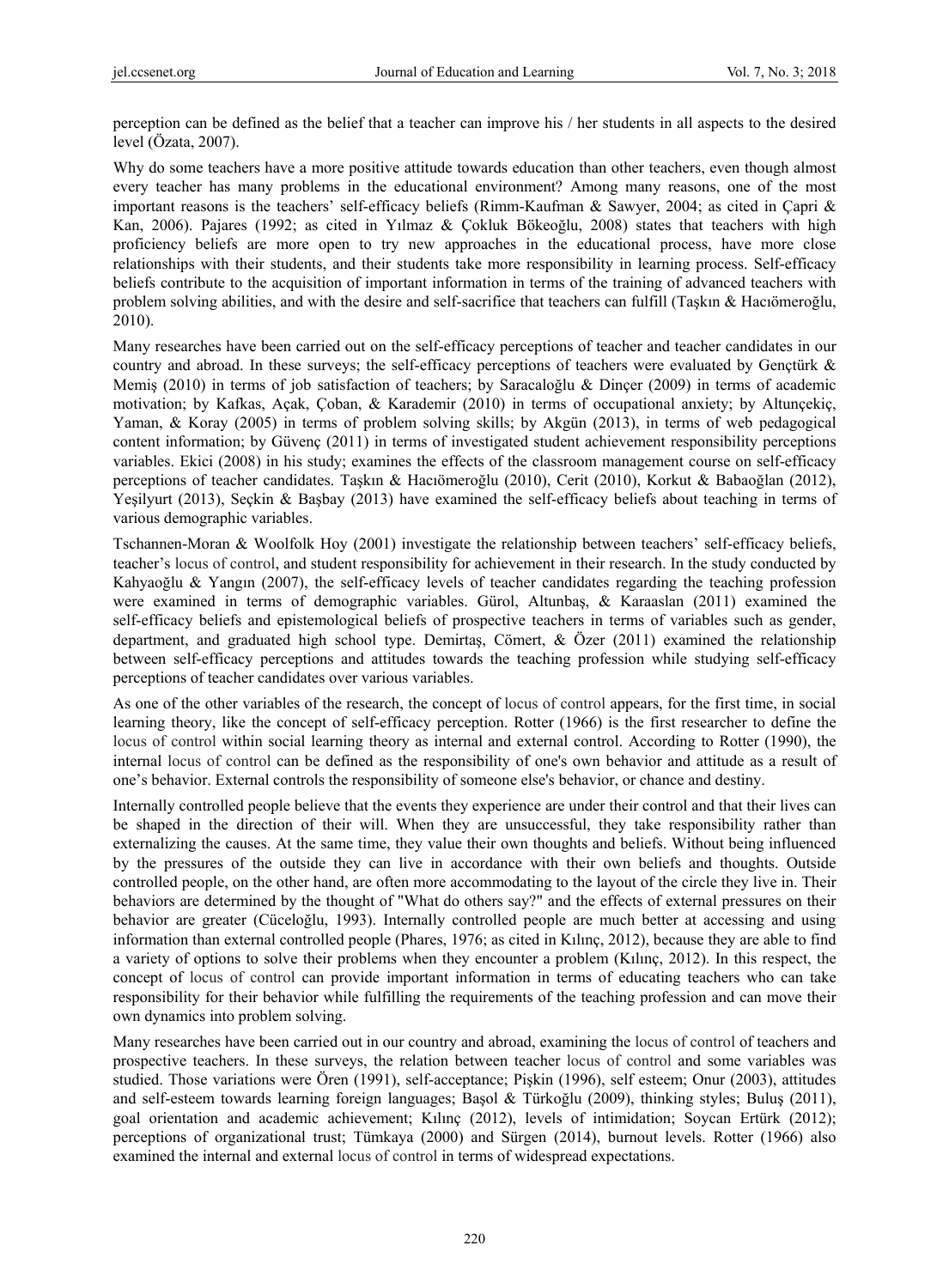perception can be defined as the belief that a teacher can improve his / her students in all aspects to the desired level (Özata, 2007).

Why do some teachers have a more positive attitude towards education than other teachers, even though almost every teacher has many problems in the educational environment? Among many reasons, one of the most important reasons is the teachers' self-efficacy beliefs (Rimm-Kaufman & Sawyer, 2004; as cited in Çapri & Kan, 2006). Pajares (1992; as cited in Yılmaz & Çokluk Bökeoğlu, 2008) states that teachers with high proficiency beliefs are more open to try new approaches in the educational process, have more close relationships with their students, and their students take more responsibility in learning process. Self-efficacy beliefs contribute to the acquisition of important information in terms of the training of advanced teachers with problem solving abilities, and with the desire and self-sacrifice that teachers can fulfill (Taşkın & Hacıömeroğlu, 2010).

Many researches have been carried out on the self-efficacy perceptions of teacher and teacher candidates in our country and abroad. In these surveys; the self-efficacy perceptions of teachers were evaluated by Gençtürk & Memiş (2010) in terms of job satisfaction of teachers; by Saracaloğlu & Dinçer (2009) in terms of academic motivation; by Kafkas, Açak, Çoban, & Karademir (2010) in terms of occupational anxiety; by Altunçekiç, Yaman, & Koray (2005) in terms of problem solving skills; by Akgün (2013), in terms of web pedagogical content information; by Güvenç (2011) in terms of investigated student achievement responsibility perceptions variables. Ekici (2008) in his study; examines the effects of the classroom management course on self-efficacy perceptions of teacher candidates. Taşkın & Hacıömeroğlu (2010), Cerit (2010), Korkut & Babaoğlan (2012), Yeşilyurt (2013), Seçkin & Başbay (2013) have examined the self-efficacy beliefs about teaching in terms of various demographic variables.

Tschannen-Moran & Woolfolk Hoy (2001) investigate the relationship between teachers' self-efficacy beliefs, teacher's locus of control, and student responsibility for achievement in their research. In the study conducted by Kahyaoğlu & Yangın (2007), the self-efficacy levels of teacher candidates regarding the teaching profession were examined in terms of demographic variables. Gürol, Altunbaş, & Karaaslan (2011) examined the self-efficacy beliefs and epistemological beliefs of prospective teachers in terms of variables such as gender, department, and graduated high school type. Demirtaş, Cömert, & Özer (2011) examined the relationship between self-efficacy perceptions and attitudes towards the teaching profession while studying self-efficacy perceptions of teacher candidates over various variables.

As one of the other variables of the research, the concept of locus of control appears, for the first time, in social learning theory, like the concept of self-efficacy perception. Rotter (1966) is the first researcher to define the locus of control within social learning theory as internal and external control. According to Rotter (1990), the internal locus of control can be defined as the responsibility of one's own behavior and attitude as a result of one's behavior. External controls the responsibility of someone else's behavior, or chance and destiny.

Internally controlled people believe that the events they experience are under their control and that their lives can be shaped in the direction of their will. When they are unsuccessful, they take responsibility rather than externalizing the causes. At the same time, they value their own thoughts and beliefs. Without being influenced by the pressures of the outside they can live in accordance with their own beliefs and thoughts. Outside controlled people, on the other hand, are often more accommodating to the layout of the circle they live in. Their behaviors are determined by the thought of "What do others say?" and the effects of external pressures on their behavior are greater (Cüceloğlu, 1993). Internally controlled people are much better at accessing and using information than external controlled people (Phares, 1976; as cited in Kılınç, 2012), because they are able to find a variety of options to solve their problems when they encounter a problem (Kılınç, 2012). In this respect, the concept of locus of control can provide important information in terms of educating teachers who can take responsibility for their behavior while fulfilling the requirements of the teaching profession and can move their own dynamics into problem solving.

Many researches have been carried out in our country and abroad, examining the locus of control of teachers and prospective teachers. In these surveys, the relation between teacher locus of control and some variables was studied. Those variations were Ören (1991), self-acceptance; Pişkin (1996), self esteem; Onur (2003), attitudes and self-esteem towards learning foreign languages; Başol & Türkoğlu (2009), thinking styles; Buluş (2011), goal orientation and academic achievement; Kılınç (2012), levels of intimidation; Soycan Ertürk (2012); perceptions of organizational trust; Tümkaya (2000) and Sürgen (2014), burnout levels. Rotter (1966) also examined the internal and external locus of control in terms of widespread expectations.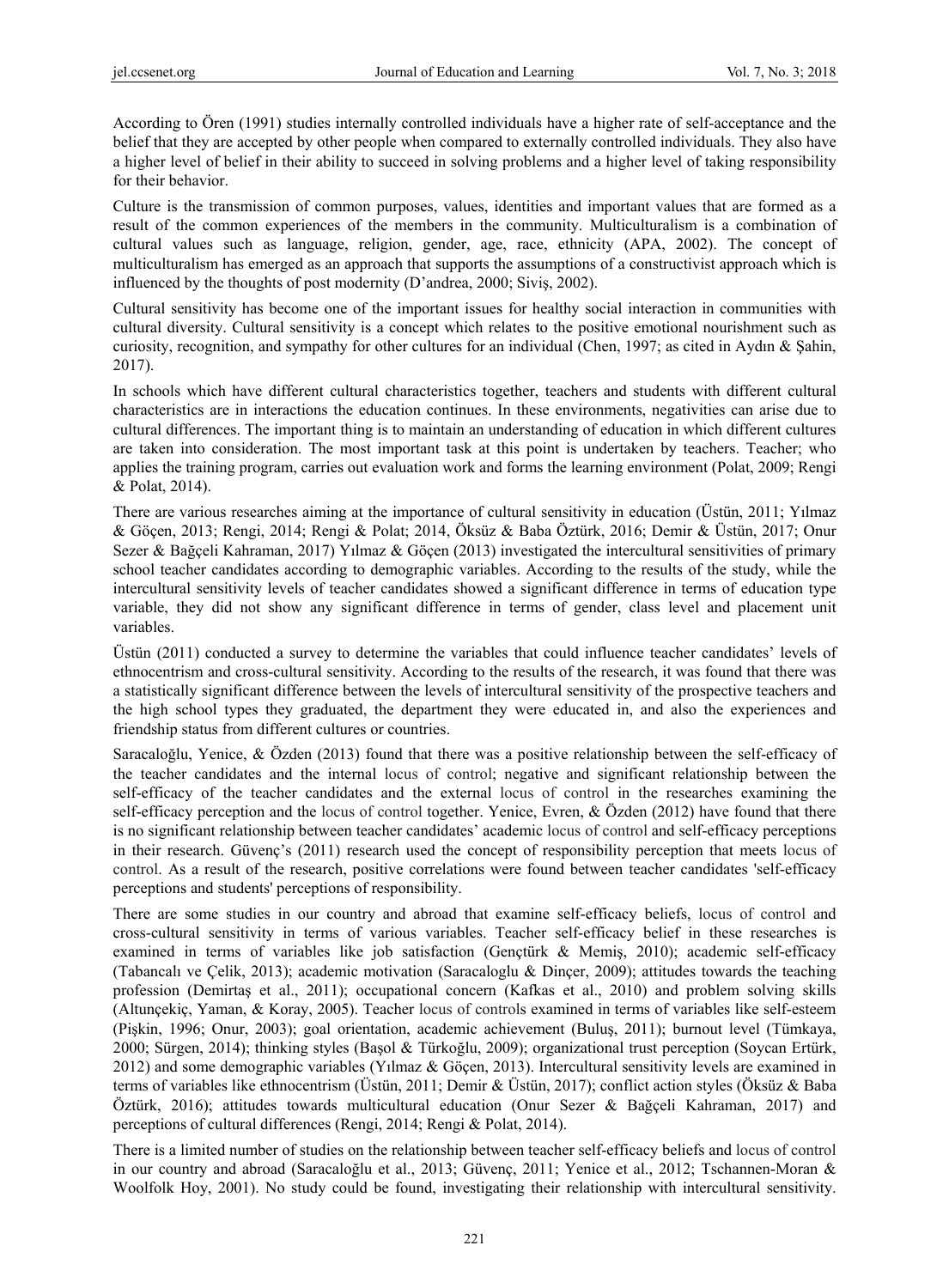According to Ören (1991) studies internally controlled individuals have a higher rate of self-acceptance and the belief that they are accepted by other people when compared to externally controlled individuals. They also have a higher level of belief in their ability to succeed in solving problems and a higher level of taking responsibility for their behavior.

Culture is the transmission of common purposes, values, identities and important values that are formed as a result of the common experiences of the members in the community. Multiculturalism is a combination of cultural values such as language, religion, gender, age, race, ethnicity (APA, 2002). The concept of multiculturalism has emerged as an approach that supports the assumptions of a constructivist approach which is influenced by the thoughts of post modernity (D'andrea, 2000; Siviş, 2002).

Cultural sensitivity has become one of the important issues for healthy social interaction in communities with cultural diversity. Cultural sensitivity is a concept which relates to the positive emotional nourishment such as curiosity, recognition, and sympathy for other cultures for an individual (Chen, 1997; as cited in Aydın & Şahin, 2017).

In schools which have different cultural characteristics together, teachers and students with different cultural characteristics are in interactions the education continues. In these environments, negativities can arise due to cultural differences. The important thing is to maintain an understanding of education in which different cultures are taken into consideration. The most important task at this point is undertaken by teachers. Teacher; who applies the training program, carries out evaluation work and forms the learning environment (Polat, 2009; Rengi & Polat, 2014).

There are various researches aiming at the importance of cultural sensitivity in education (Üstün, 2011; Yılmaz & Göçen, 2013; Rengi, 2014; Rengi & Polat; 2014, Öksüz & Baba Öztürk, 2016; Demir & Üstün, 2017; Onur Sezer & Bağçeli Kahraman, 2017) Yılmaz & Göçen (2013) investigated the intercultural sensitivities of primary school teacher candidates according to demographic variables. According to the results of the study, while the intercultural sensitivity levels of teacher candidates showed a significant difference in terms of education type variable, they did not show any significant difference in terms of gender, class level and placement unit variables.

Üstün (2011) conducted a survey to determine the variables that could influence teacher candidates' levels of ethnocentrism and cross-cultural sensitivity. According to the results of the research, it was found that there was a statistically significant difference between the levels of intercultural sensitivity of the prospective teachers and the high school types they graduated, the department they were educated in, and also the experiences and friendship status from different cultures or countries.

Saracaloğlu, Yenice, & Özden (2013) found that there was a positive relationship between the self-efficacy of the teacher candidates and the internal locus of control; negative and significant relationship between the self-efficacy of the teacher candidates and the external locus of control in the researches examining the self-efficacy perception and the locus of control together. Yenice, Evren, & Özden (2012) have found that there is no significant relationship between teacher candidates' academic locus of control and self-efficacy perceptions in their research. Güvenç's (2011) research used the concept of responsibility perception that meets locus of control. As a result of the research, positive correlations were found between teacher candidates 'self-efficacy perceptions and students' perceptions of responsibility.

There are some studies in our country and abroad that examine self-efficacy beliefs, locus of control and cross-cultural sensitivity in terms of various variables. Teacher self-efficacy belief in these researches is examined in terms of variables like job satisfaction (Gençtürk & Memiş, 2010); academic self-efficacy (Tabancalı ve Çelik, 2013); academic motivation (Saracaloglu & Dinçer, 2009); attitudes towards the teaching profession (Demirtaş et al., 2011); occupational concern (Kafkas et al., 2010) and problem solving skills (Altunçekiç, Yaman, & Koray, 2005). Teacher locus of controls examined in terms of variables like self-esteem (Pişkin, 1996; Onur, 2003); goal orientation, academic achievement (Buluş, 2011); burnout level (Tümkaya, 2000; Sürgen, 2014); thinking styles (Başol & Türkoğlu, 2009); organizational trust perception (Soycan Ertürk, 2012) and some demographic variables (Yılmaz & Göçen, 2013). Intercultural sensitivity levels are examined in terms of variables like ethnocentrism (Üstün, 2011; Demir & Üstün, 2017); conflict action styles (Öksüz & Baba Öztürk, 2016); attitudes towards multicultural education (Onur Sezer & Bağçeli Kahraman, 2017) and perceptions of cultural differences (Rengi, 2014; Rengi & Polat, 2014).

There is a limited number of studies on the relationship between teacher self-efficacy beliefs and locus of control in our country and abroad (Saracaloğlu et al., 2013; Güvenç, 2011; Yenice et al., 2012; Tschannen-Moran & Woolfolk Hoy, 2001). No study could be found, investigating their relationship with intercultural sensitivity.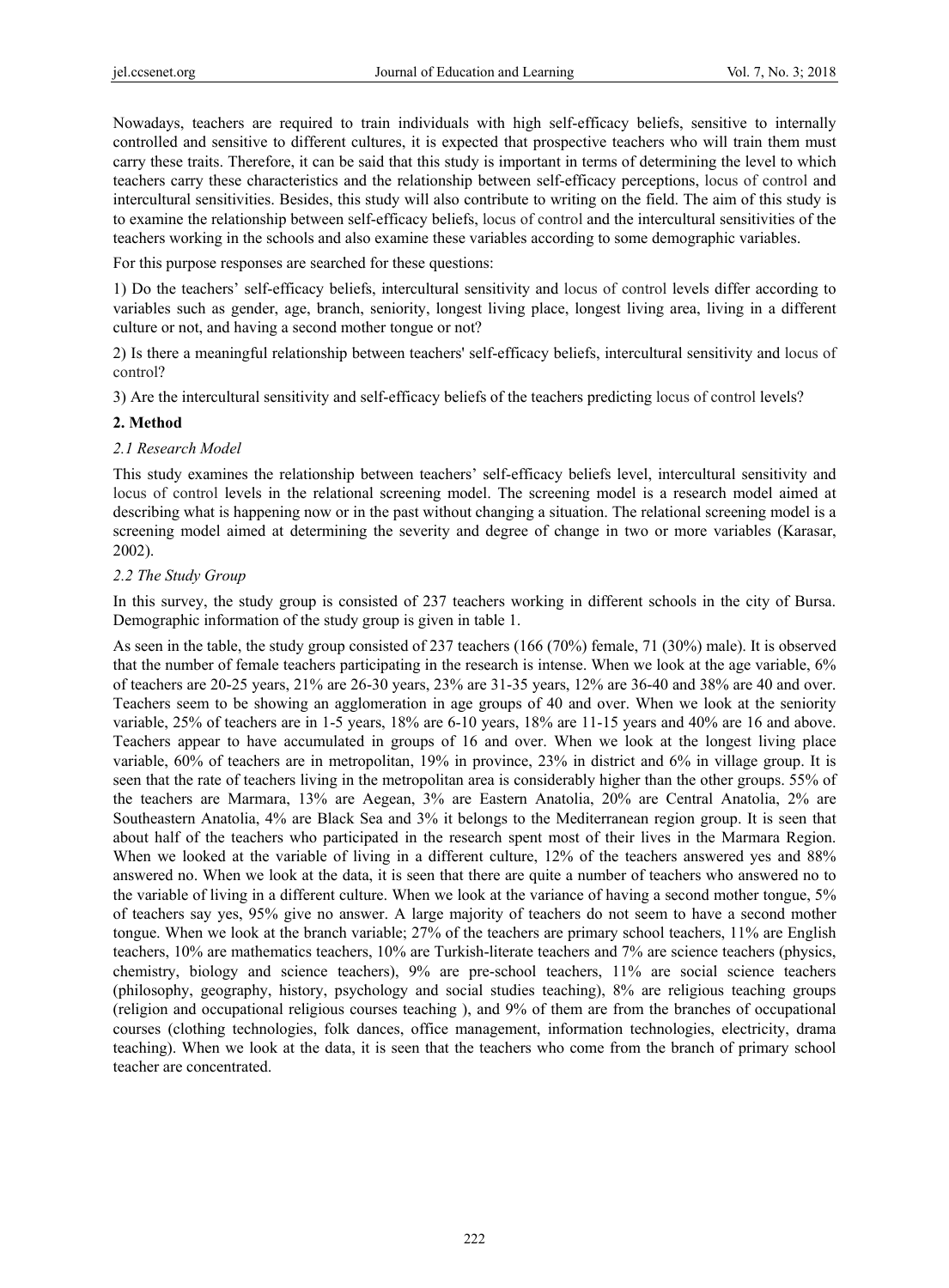Nowadays, teachers are required to train individuals with high self-efficacy beliefs, sensitive to internally controlled and sensitive to different cultures, it is expected that prospective teachers who will train them must carry these traits. Therefore, it can be said that this study is important in terms of determining the level to which teachers carry these characteristics and the relationship between self-efficacy perceptions, locus of control and intercultural sensitivities. Besides, this study will also contribute to writing on the field. The aim of this study is to examine the relationship between self-efficacy beliefs, locus of control and the intercultural sensitivities of the teachers working in the schools and also examine these variables according to some demographic variables.

For this purpose responses are searched for these questions:

1) Do the teachers' self-efficacy beliefs, intercultural sensitivity and locus of control levels differ according to variables such as gender, age, branch, seniority, longest living place, longest living area, living in a different culture or not, and having a second mother tongue or not?

2) Is there a meaningful relationship between teachers' self-efficacy beliefs, intercultural sensitivity and locus of control?

3) Are the intercultural sensitivity and self-efficacy beliefs of the teachers predicting locus of control levels?

## 2. Method

### *2.1 Research Model*

This study examines the relationship between teachers' self-efficacy beliefs level, intercultural sensitivity and locus of control levels in the relational screening model. The screening model is a research model aimed at describing what is happening now or in the past without changing a situation. The relational screening model is a screening model aimed at determining the severity and degree of change in two or more variables (Karasar, 2002).

### *2.2 The Study Group*

In this survey, the study group is consisted of 237 teachers working in different schools in the city of Bursa. Demographic information of the study group is given in table 1.

As seen in the table, the study group consisted of 237 teachers (166 (70%) female, 71 (30%) male). It is observed that the number of female teachers participating in the research is intense. When we look at the age variable, 6% of teachers are 20-25 years, 21% are 26-30 years, 23% are 31-35 years, 12% are 36-40 and 38% are 40 and over. Teachers seem to be showing an agglomeration in age groups of 40 and over. When we look at the seniority variable, 25% of teachers are in 1-5 years, 18% are 6-10 years, 18% are 11-15 years and 40% are 16 and above. Teachers appear to have accumulated in groups of 16 and over. When we look at the longest living place variable, 60% of teachers are in metropolitan, 19% in province, 23% in district and 6% in village group. It is seen that the rate of teachers living in the metropolitan area is considerably higher than the other groups. 55% of the teachers are Marmara, 13% are Aegean, 3% are Eastern Anatolia, 20% are Central Anatolia, 2% are Southeastern Anatolia, 4% are Black Sea and 3% it belongs to the Mediterranean region group. It is seen that about half of the teachers who participated in the research spent most of their lives in the Marmara Region. When we looked at the variable of living in a different culture, 12% of the teachers answered yes and 88% answered no. When we look at the data, it is seen that there are quite a number of teachers who answered no to the variable of living in a different culture. When we look at the variance of having a second mother tongue, 5% of teachers say yes, 95% give no answer. A large majority of teachers do not seem to have a second mother tongue. When we look at the branch variable; 27% of the teachers are primary school teachers, 11% are English teachers, 10% are mathematics teachers, 10% are Turkish-literate teachers and 7% are science teachers (physics, chemistry, biology and science teachers), 9% are pre-school teachers, 11% are social science teachers (philosophy, geography, history, psychology and social studies teaching), 8% are religious teaching groups (religion and occupational religious courses teaching ), and 9% of them are from the branches of occupational courses (clothing technologies, folk dances, office management, information technologies, electricity, drama teaching). When we look at the data, it is seen that the teachers who come from the branch of primary school teacher are concentrated.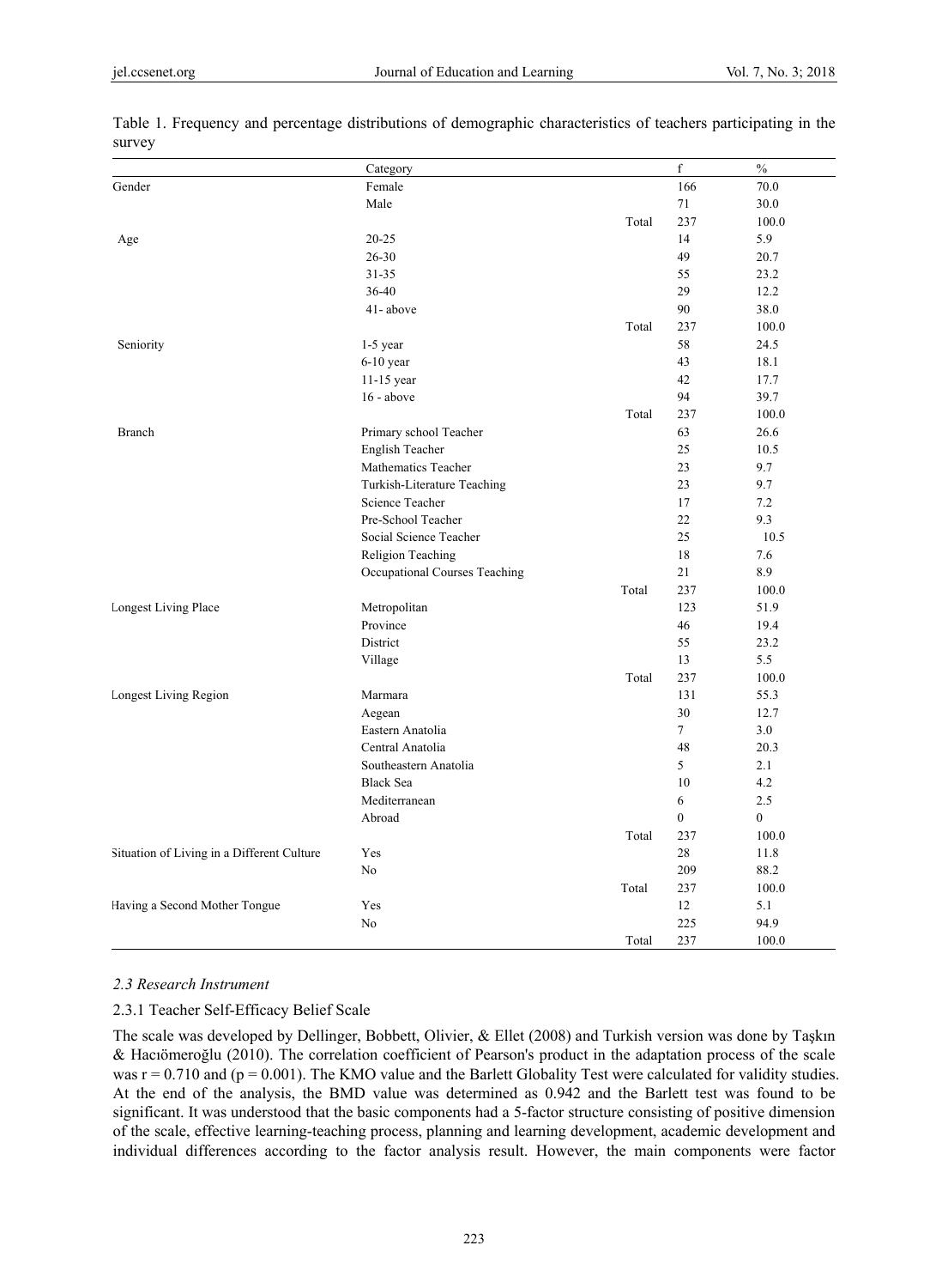Table 1. Frequency and percentage distributions of demographic characteristics of teachers participating in the survey

| | Category | | f | % |
|---|---|---|---|---|
| Gender | Female | | 166 | 70.0 |
| | Male | | 71 | 30.0 |
| | | Total | 237 | 100.0 |
| Age | 20-25 | | 14 | 5.9 |
| | 26-30 | | 49 | 20.7 |
| | 31-35 | | 55 | 23.2 |
| | 36-40 | | 29 | 12.2 |
| | 41- above | | 90 | 38.0 |
| | | Total | 237 | 100.0 |
| Seniority | 1-5 year | | 58 | 24.5 |
| | 6-10 year | | 43 | 18.1 |
| | 11-15 year | | 42 | 17.7 |
| | 16 - above | | 94 | 39.7 |
| | | Total | 237 | 100.0 |
| Branch | Primary school Teacher | | 63 | 26.6 |
| | English Teacher | | 25 | 10.5 |
| | Mathematics Teacher | | 23 | 9.7 |
| | Turkish-Literature Teaching | | 23 | 9.7 |
| | Science Teacher | | 17 | 7.2 |
| | Pre-School Teacher | | 22 | 9.3 |
| | Social Science Teacher | | 25 | 10.5 |
| | Religion Teaching | | 18 | 7.6 |
| | Occupational Courses Teaching | | 21 | 8.9 |
| | | Total | 237 | 100.0 |
| Longest Living Place | Metropolitan | | 123 | 51.9 |
| | Province | | 46 | 19.4 |
| | District | | 55 | 23.2 |
| | Village | | 13 | 5.5 |
| | | Total | 237 | 100.0 |
| Longest Living Region | Marmara | | 131 | 55.3 |
| | Aegean | | 30 | 12.7 |
| | Eastern Anatolia | | 7 | 3.0 |
| | Central Anatolia | | 48 | 20.3 |
| | Southeastern Anatolia | | 5 | 2.1 |
| | Black Sea | | 10 | 4.2 |
| | Mediterranean | | 6 | 2.5 |
| | Abroad | | 0 | 0 |
| | | Total | 237 | 100.0 |
| Situation of Living in a Different Culture | Yes | | 28 | 11.8 |
| | No | | 209 | 88.2 |
| | | Total | 237 | 100.0 |
| Having a Second Mother Tongue | Yes | | 12 | 5.1 |
| | No | | 225 | 94.9 |
| | | Total | 237 | 100.0 |

### *2.3 Research Instrument*

#### 2.3.1 Teacher Self-Efficacy Belief Scale

The scale was developed by Dellinger, Bobbett, Olivier, & Ellet (2008) and Turkish version was done by Taşkın & Hacıömeroğlu (2010). The correlation coefficient of Pearson's product in the adaptation process of the scale was $r = 0.710$ and ($p = 0.001$). The KMO value and the Barlett Globality Test were calculated for validity studies. At the end of the analysis, the BMD value was determined as 0.942 and the Barlett test was found to be significant. It was understood that the basic components had a 5-factor structure consisting of positive dimension of the scale, effective learning-teaching process, planning and learning development, academic development and individual differences according to the factor analysis result. However, the main components were factor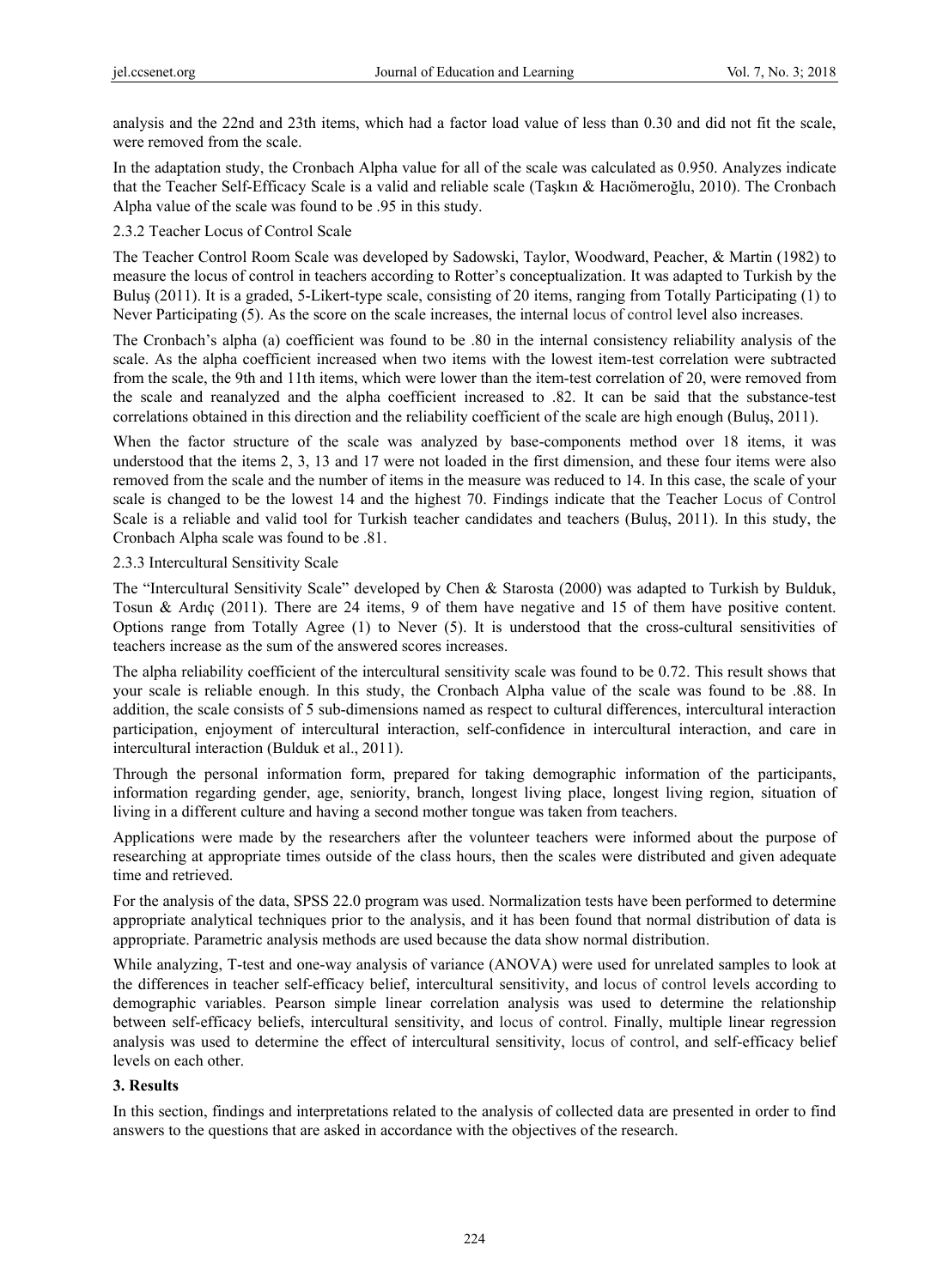analysis and the 22nd and 23th items, which had a factor load value of less than 0.30 and did not fit the scale, were removed from the scale.

In the adaptation study, the Cronbach Alpha value for all of the scale was calculated as 0.950. Analyzes indicate that the Teacher Self-Efficacy Scale is a valid and reliable scale (Taşkın & Hacıömeroğlu, 2010). The Cronbach Alpha value of the scale was found to be .95 in this study.

### 2.3.2 Teacher Locus of Control Scale

The Teacher Control Room Scale was developed by Sadowski, Taylor, Woodward, Peacher, & Martin (1982) to measure the locus of control in teachers according to Rotter's conceptualization. It was adapted to Turkish by the Buluş (2011). It is a graded, 5-Likert-type scale, consisting of 20 items, ranging from Totally Participating (1) to Never Participating (5). As the score on the scale increases, the internal locus of control level also increases.

The Cronbach's alpha (a) coefficient was found to be .80 in the internal consistency reliability analysis of the scale. As the alpha coefficient increased when two items with the lowest item-test correlation were subtracted from the scale, the 9th and 11th items, which were lower than the item-test correlation of 20, were removed from the scale and reanalyzed and the alpha coefficient increased to .82. It can be said that the substance-test correlations obtained in this direction and the reliability coefficient of the scale are high enough (Buluş, 2011).

When the factor structure of the scale was analyzed by base-components method over 18 items, it was understood that the items 2, 3, 13 and 17 were not loaded in the first dimension, and these four items were also removed from the scale and the number of items in the measure was reduced to 14. In this case, the scale of your scale is changed to be the lowest 14 and the highest 70. Findings indicate that the Teacher Locus of Control Scale is a reliable and valid tool for Turkish teacher candidates and teachers (Buluş, 2011). In this study, the Cronbach Alpha scale was found to be .81.

### 2.3.3 Intercultural Sensitivity Scale

The "Intercultural Sensitivity Scale" developed by Chen & Starosta (2000) was adapted to Turkish by Bulduk, Tosun & Ardıç (2011). There are 24 items, 9 of them have negative and 15 of them have positive content. Options range from Totally Agree (1) to Never (5). It is understood that the cross-cultural sensitivities of teachers increase as the sum of the answered scores increases.

The alpha reliability coefficient of the intercultural sensitivity scale was found to be 0.72. This result shows that your scale is reliable enough. In this study, the Cronbach Alpha value of the scale was found to be .88. In addition, the scale consists of 5 sub-dimensions named as respect to cultural differences, intercultural interaction participation, enjoyment of intercultural interaction, self-confidence in intercultural interaction, and care in intercultural interaction (Bulduk et al., 2011).

Through the personal information form, prepared for taking demographic information of the participants, information regarding gender, age, seniority, branch, longest living place, longest living region, situation of living in a different culture and having a second mother tongue was taken from teachers.

Applications were made by the researchers after the volunteer teachers were informed about the purpose of researching at appropriate times outside of the class hours, then the scales were distributed and given adequate time and retrieved.

For the analysis of the data, SPSS 22.0 program was used. Normalization tests have been performed to determine appropriate analytical techniques prior to the analysis, and it has been found that normal distribution of data is appropriate. Parametric analysis methods are used because the data show normal distribution.

While analyzing, T-test and one-way analysis of variance (ANOVA) were used for unrelated samples to look at the differences in teacher self-efficacy belief, intercultural sensitivity, and locus of control levels according to demographic variables. Pearson simple linear correlation analysis was used to determine the relationship between self-efficacy beliefs, intercultural sensitivity, and locus of control. Finally, multiple linear regression analysis was used to determine the effect of intercultural sensitivity, locus of control, and self-efficacy belief levels on each other.

## 3. Results

In this section, findings and interpretations related to the analysis of collected data are presented in order to find answers to the questions that are asked in accordance with the objectives of the research.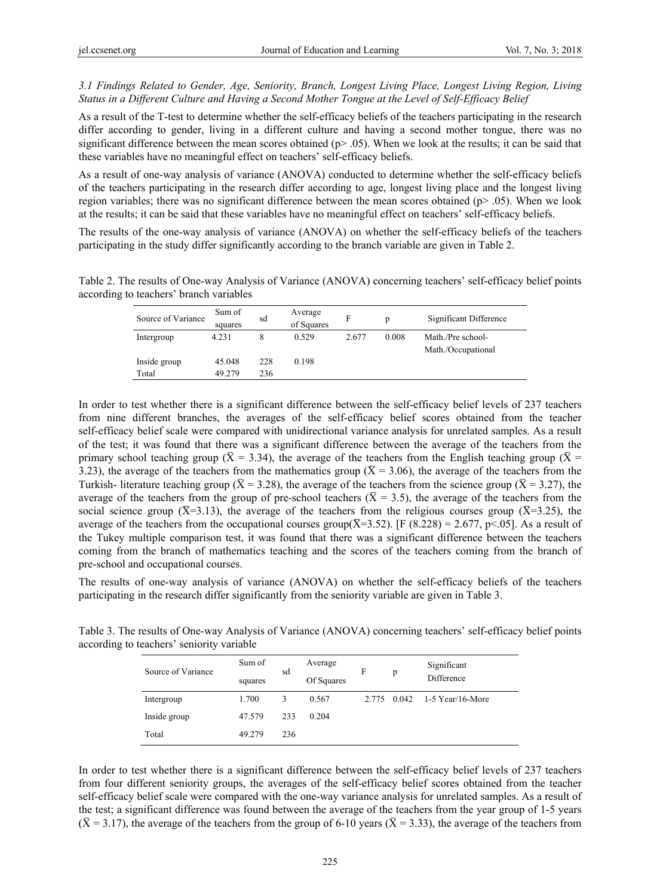*3.1 Findings Related to Gender, Age, Seniority, Branch, Longest Living Place, Longest Living Region, Living Status in a Different Culture and Having a Second Mother Tongue at the Level of Self-Efficacy Belief*

As a result of the T-test to determine whether the self-efficacy beliefs of the teachers participating in the research differ according to gender, living in a different culture and having a second mother tongue, there was no significant difference between the mean scores obtained ($p > .05$). When we look at the results; it can be said that these variables have no meaningful effect on teachers' self-efficacy beliefs.

As a result of one-way analysis of variance (ANOVA) conducted to determine whether the self-efficacy beliefs of the teachers participating in the research differ according to age, longest living place and the longest living region variables; there was no significant difference between the mean scores obtained ($p > .05$). When we look at the results; it can be said that these variables have no meaningful effect on teachers' self-efficacy beliefs.

The results of the one-way analysis of variance (ANOVA) on whether the self-efficacy beliefs of the teachers participating in the study differ significantly according to the branch variable are given in Table 2.

Table 2. The results of One-way Analysis of Variance (ANOVA) concerning teachers' self-efficacy belief points according to teachers' branch variables

| Source of Variance | Sum of squares | sd | Average of Squares | F | p | Significant Difference |
|---|---|---|---|---|---|---|
| Intergroup | 4.231 | 8 | 0.529 | 2.677 | 0.008 | Math./Pre school-<br>Math./Occupational |
| Inside group | 45.048 | 228 | 0.198 | | | |
| Total | 49.279 | 236 | | | | |

In order to test whether there is a significant difference between the self-efficacy belief levels of 237 teachers from nine different branches, the averages of the self-efficacy belief scores obtained from the teacher self-efficacy belief scale were compared with unidirectional variance analysis for unrelated samples. As a result of the test; it was found that there was a significant difference between the average of the teachers from the primary school teaching group ($\bar{X} = 3.34$), the average of the teachers from the English teaching group ($\bar{X} = 3.23$), the average of the teachers from the mathematics group ($\bar{X} = 3.06$), the average of the teachers from the Turkish- literature teaching group ($\bar{X} = 3.28$), the average of the teachers from the science group ($\bar{X} = 3.27$), the average of the teachers from the group of pre-school teachers ($\bar{X} = 3.5$), the average of the teachers from the social science group ($\bar{X}=3.13$), the average of the teachers from the religious courses group ($\bar{X}=3.25$), the average of the teachers from the occupational courses group($\bar{X}=3.52$). [$F(8.228) = 2.677$, $p<.05$]. As a result of the Tukey multiple comparison test, it was found that there was a significant difference between the teachers coming from the branch of mathematics teaching and the scores of the teachers coming from the branch of pre-school and occupational courses.

The results of one-way analysis of variance (ANOVA) on whether the self-efficacy beliefs of the teachers participating in the research differ significantly from the seniority variable are given in Table 3.

Table 3. The results of One-way Analysis of Variance (ANOVA) concerning teachers' self-efficacy belief points according to teachers' seniority variable

| Source of Variance | Sum of squares | sd | Average Of Squares | F | p | Significant Difference |
|---|---|---|---|---|---|---|
| Intergroup | 1.700 | 3 | 0.567 | 2.775 | 0.042 | 1-5 Year/16-More |
| Inside group | 47.579 | 233 | 0.204 | | | |
| Total | 49.279 | 236 | | | | |

In order to test whether there is a significant difference between the self-efficacy belief levels of 237 teachers from four different seniority groups, the averages of the self-efficacy belief scores obtained from the teacher self-efficacy belief scale were compared with the one-way variance analysis for unrelated samples. As a result of the test; a significant difference was found between the average of the teachers from the year group of 1-5 years ($\bar{X} = 3.17$), the average of the teachers from the group of 6-10 years ($\bar{X} = 3.33$), the average of the teachers from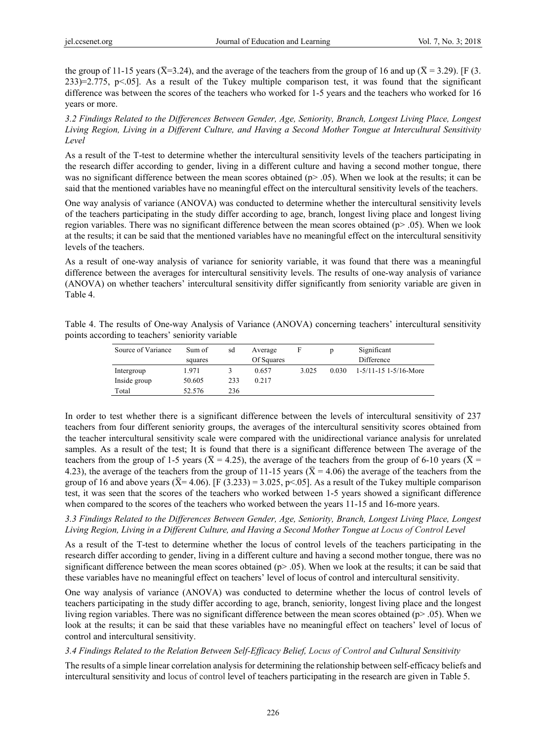the group of 11-15 years ($\bar{X}$=3.24), and the average of the teachers from the group of 16 and up ($\bar{X}$ = 3.29). [F (3. 233)=2.775, p<.05]. As a result of the Tukey multiple comparison test, it was found that the significant difference was between the scores of the teachers who worked for 1-5 years and the teachers who worked for 16 years or more.

*3.2 Findings Related to the Differences Between Gender, Age, Seniority, Branch, Longest Living Place, Longest Living Region, Living in a Different Culture, and Having a Second Mother Tongue at Intercultural Sensitivity Level*

As a result of the T-test to determine whether the intercultural sensitivity levels of the teachers participating in the research differ according to gender, living in a different culture and having a second mother tongue, there was no significant difference between the mean scores obtained (p> .05). When we look at the results; it can be said that the mentioned variables have no meaningful effect on the intercultural sensitivity levels of the teachers.

One way analysis of variance (ANOVA) was conducted to determine whether the intercultural sensitivity levels of the teachers participating in the study differ according to age, branch, longest living place and longest living region variables. There was no significant difference between the mean scores obtained (p> .05). When we look at the results; it can be said that the mentioned variables have no meaningful effect on the intercultural sensitivity levels of the teachers.

As a result of one-way analysis of variance for seniority variable, it was found that there was a meaningful difference between the averages for intercultural sensitivity levels. The results of one-way analysis of variance (ANOVA) on whether teachers' intercultural sensitivity differ significantly from seniority variable are given in Table 4.

Table 4. The results of One-way Analysis of Variance (ANOVA) concerning teachers' intercultural sensitivity points according to teachers' seniority variable

| Source of Variance | Sum of squares | sd | Average Of Squares | F | p | Significant Difference |
|---|---|---|---|---|---|---|
| Intergroup | 1.971 | 3 | 0.657 | 3.025 | 0.030 | 1-5/11-15 1-5/16-More |
| Inside group | 50.605 | 233 | 0.217 | | | |
| Total | 52.576 | 236 | | | | |

In order to test whether there is a significant difference between the levels of intercultural sensitivity of 237 teachers from four different seniority groups, the averages of the intercultural sensitivity scores obtained from the teacher intercultural sensitivity scale were compared with the unidirectional variance analysis for unrelated samples. As a result of the test; It is found that there is a significant difference between The average of the teachers from the group of 1-5 years ($\bar{X}$ = 4.25), the average of the teachers from the group of 6-10 years ($\bar{X}$ = 4.23), the average of the teachers from the group of 11-15 years ($\bar{X}$ = 4.06) the average of the teachers from the group of 16 and above years ($\bar{X}$= 4.06). [F (3.233) = 3.025, p<.05]. As a result of the Tukey multiple comparison test, it was seen that the scores of the teachers who worked between 1-5 years showed a significant difference when compared to the scores of the teachers who worked between the years 11-15 and 16-more years.

*3.3 Findings Related to the Differences Between Gender, Age, Seniority, Branch, Longest Living Place, Longest Living Region, Living in a Different Culture, and Having a Second Mother Tongue at Locus of Control Level*

As a result of the T-test to determine whether the locus of control levels of the teachers participating in the research differ according to gender, living in a different culture and having a second mother tongue, there was no significant difference between the mean scores obtained (p> .05). When we look at the results; it can be said that these variables have no meaningful effect on teachers' level of locus of control and intercultural sensitivity.

One way analysis of variance (ANOVA) was conducted to determine whether the locus of control levels of teachers participating in the study differ according to age, branch, seniority, longest living place and the longest living region variables. There was no significant difference between the mean scores obtained (p> .05). When we look at the results; it can be said that these variables have no meaningful effect on teachers' level of locus of control and intercultural sensitivity.

*3.4 Findings Related to the Relation Between Self-Efficacy Belief, Locus of Control and Cultural Sensitivity*

The results of a simple linear correlation analysis for determining the relationship between self-efficacy beliefs and intercultural sensitivity and locus of control level of teachers participating in the research are given in Table 5.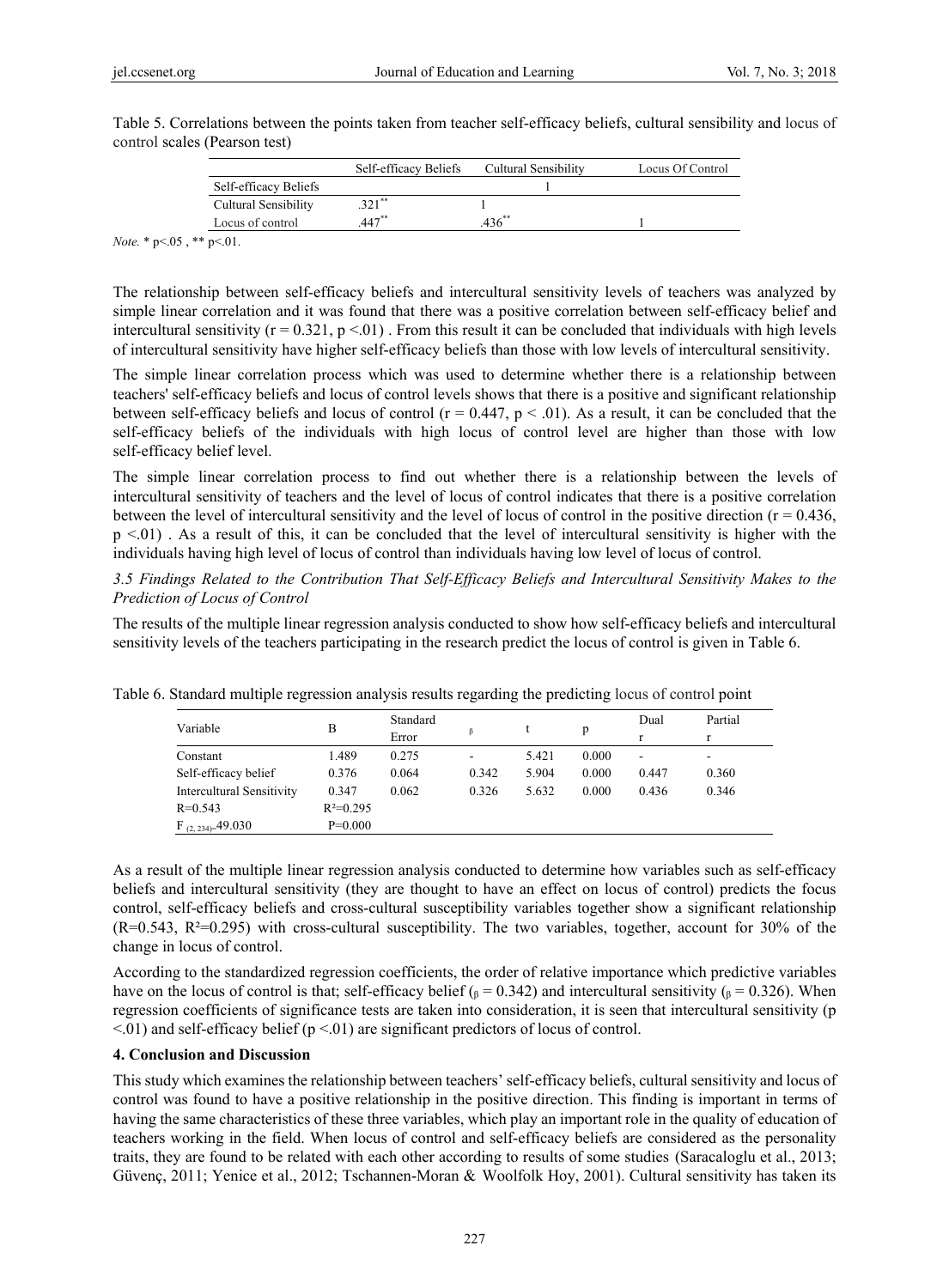Table 5. Correlations between the points taken from teacher self-efficacy beliefs, cultural sensibility and locus of control scales (Pearson test)

| | Self-efficacy Beliefs | Cultural Sensibility | Locus Of Control |
|---|---|---|---|
| Self-efficacy Beliefs | | 1 | |
| Cultural Sensibility | .321** | 1 | |
| Locus of control | .447** | .436** | 1 |

*Note.* * p<.05 , ** p<.01.

The relationship between self-efficacy beliefs and intercultural sensitivity levels of teachers was analyzed by simple linear correlation and it was found that there was a positive correlation between self-efficacy belief and intercultural sensitivity ($r = 0.321$, $p < .01$) . From this result it can be concluded that individuals with high levels of intercultural sensitivity have higher self-efficacy beliefs than those with low levels of intercultural sensitivity.

The simple linear correlation process which was used to determine whether there is a relationship between teachers' self-efficacy beliefs and locus of control levels shows that there is a positive and significant relationship between self-efficacy beliefs and locus of control ($r = 0.447$, $p < .01$). As a result, it can be concluded that the self-efficacy beliefs of the individuals with high locus of control level are higher than those with low self-efficacy belief level.

The simple linear correlation process to find out whether there is a relationship between the levels of intercultural sensitivity of teachers and the level of locus of control indicates that there is a positive correlation between the level of intercultural sensitivity and the level of locus of control in the positive direction ($r = 0.436$, $p < .01$) . As a result of this, it can be concluded that the level of intercultural sensitivity is higher with the individuals having high level of locus of control than individuals having low level of locus of control.

### *3.5 Findings Related to the Contribution That Self-Efficacy Beliefs and Intercultural Sensitivity Makes to the Prediction of Locus of Control*

The results of the multiple linear regression analysis conducted to show how self-efficacy beliefs and intercultural sensitivity levels of the teachers participating in the research predict the locus of control is given in Table 6.

Table 6. Standard multiple regression analysis results regarding the predicting locus of control point

| Variable | B | Standard Error | β | t | p | Dual r | Partial r |
|---|---|---|---|---|---|---|---|
| Constant | 1.489 | 0.275 | - | 5.421 | 0.000 | - | - |
| Self-efficacy belief | 0.376 | 0.064 | 0.342 | 5.904 | 0.000 | 0.447 | 0.360 |
| Intercultural Sensitivity | 0.347 | 0.062 | 0.326 | 5.632 | 0.000 | 0.436 | 0.346 |
| R=0.543 | $R^2$=0.295 | | | | | | |
| $F_{(2, 234)}$=49.030 | P=0.000 | | | | | | |

As a result of the multiple linear regression analysis conducted to determine how variables such as self-efficacy beliefs and intercultural sensitivity (they are thought to have an effect on locus of control) predicts the focus control, self-efficacy beliefs and cross-cultural susceptibility variables together show a significant relationship ($R=0.543$, $R^2=0.295$) with cross-cultural susceptibility. The two variables, together, account for 30% of the change in locus of control.

According to the standardized regression coefficients, the order of relative importance which predictive variables have on the locus of control is that; self-efficacy belief ($\beta = 0.342$) and intercultural sensitivity ($\beta = 0.326$). When regression coefficients of significance tests are taken into consideration, it is seen that intercultural sensitivity ($p < .01$) and self-efficacy belief ($p < .01$) are significant predictors of locus of control.

## 4. Conclusion and Discussion

This study which examines the relationship between teachers' self-efficacy beliefs, cultural sensitivity and locus of control was found to have a positive relationship in the positive direction. This finding is important in terms of having the same characteristics of these three variables, which play an important role in the quality of education of teachers working in the field. When locus of control and self-efficacy beliefs are considered as the personality traits, they are found to be related with each other according to results of some studies (Saracaloglu et al., 2013; Güvenç, 2011; Yenice et al., 2012; Tschannen-Moran & Woolfolk Hoy, 2001). Cultural sensitivity has taken its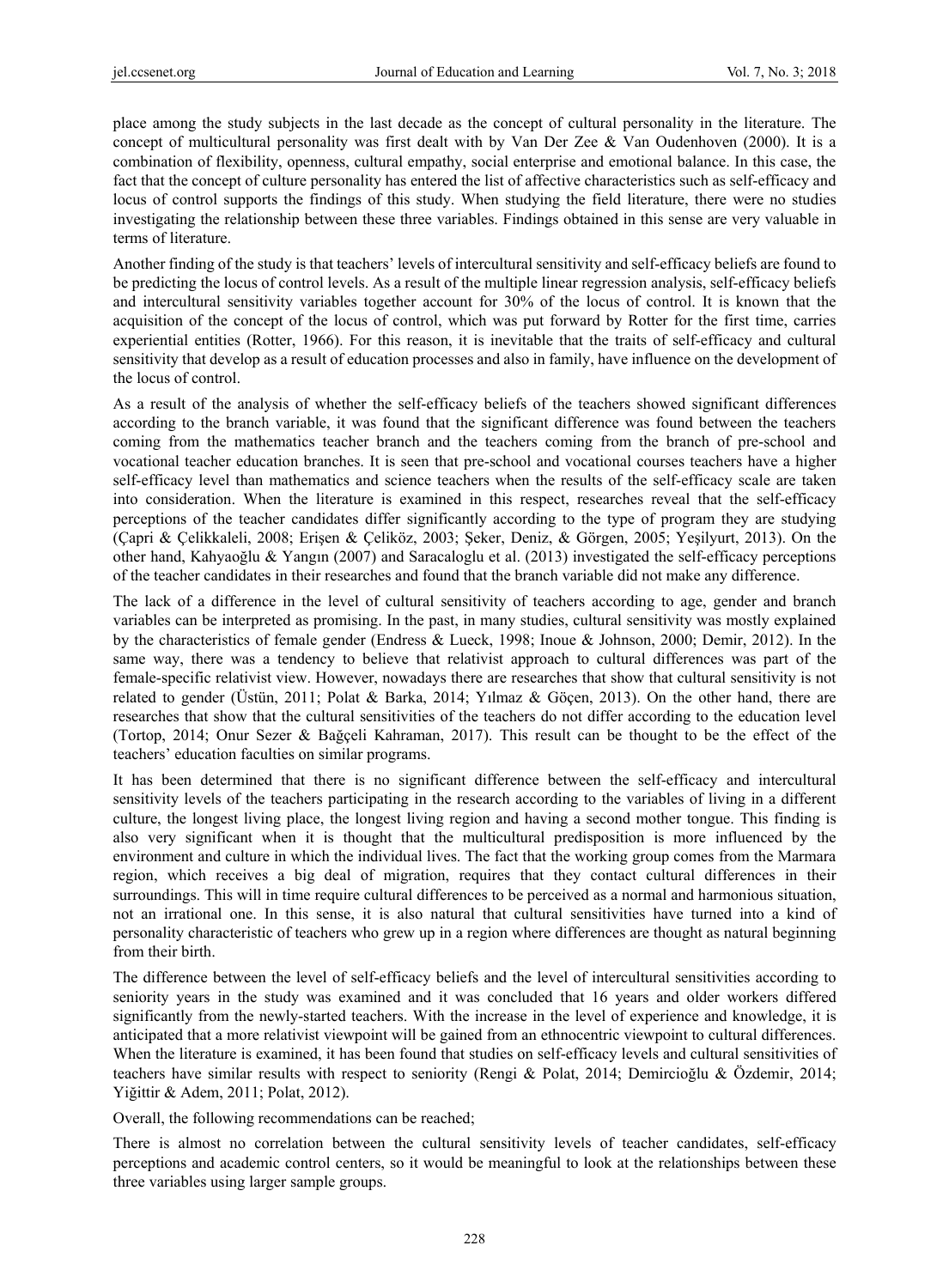place among the study subjects in the last decade as the concept of cultural personality in the literature. The concept of multicultural personality was first dealt with by Van Der Zee & Van Oudenhoven (2000). It is a combination of flexibility, openness, cultural empathy, social enterprise and emotional balance. In this case, the fact that the concept of culture personality has entered the list of affective characteristics such as self-efficacy and locus of control supports the findings of this study. When studying the field literature, there were no studies investigating the relationship between these three variables. Findings obtained in this sense are very valuable in terms of literature.

Another finding of the study is that teachers' levels of intercultural sensitivity and self-efficacy beliefs are found to be predicting the locus of control levels. As a result of the multiple linear regression analysis, self-efficacy beliefs and intercultural sensitivity variables together account for 30% of the locus of control. It is known that the acquisition of the concept of the locus of control, which was put forward by Rotter for the first time, carries experiential entities (Rotter, 1966). For this reason, it is inevitable that the traits of self-efficacy and cultural sensitivity that develop as a result of education processes and also in family, have influence on the development of the locus of control.

As a result of the analysis of whether the self-efficacy beliefs of the teachers showed significant differences according to the branch variable, it was found that the significant difference was found between the teachers coming from the mathematics teacher branch and the teachers coming from the branch of pre-school and vocational teacher education branches. It is seen that pre-school and vocational courses teachers have a higher self-efficacy level than mathematics and science teachers when the results of the self-efficacy scale are taken into consideration. When the literature is examined in this respect, researches reveal that the self-efficacy perceptions of the teacher candidates differ significantly according to the type of program they are studying (Çapri & Çelikkaleli, 2008; Erişen & Çeliköz, 2003; Şeker, Deniz, & Görgen, 2005; Yeşilyurt, 2013). On the other hand, Kahyaoğlu & Yangın (2007) and Saracaloglu et al. (2013) investigated the self-efficacy perceptions of the teacher candidates in their researches and found that the branch variable did not make any difference.

The lack of a difference in the level of cultural sensitivity of teachers according to age, gender and branch variables can be interpreted as promising. In the past, in many studies, cultural sensitivity was mostly explained by the characteristics of female gender (Endress & Lueck, 1998; Inoue & Johnson, 2000; Demir, 2012). In the same way, there was a tendency to believe that relativist approach to cultural differences was part of the female-specific relativist view. However, nowadays there are researches that show that cultural sensitivity is not related to gender (Üstün, 2011; Polat & Barka, 2014; Yılmaz & Göçen, 2013). On the other hand, there are researches that show that the cultural sensitivities of the teachers do not differ according to the education level (Tortop, 2014; Onur Sezer & Bağçeli Kahraman, 2017). This result can be thought to be the effect of the teachers' education faculties on similar programs.

It has been determined that there is no significant difference between the self-efficacy and intercultural sensitivity levels of the teachers participating in the research according to the variables of living in a different culture, the longest living place, the longest living region and having a second mother tongue. This finding is also very significant when it is thought that the multicultural predisposition is more influenced by the environment and culture in which the individual lives. The fact that the working group comes from the Marmara region, which receives a big deal of migration, requires that they contact cultural differences in their surroundings. This will in time require cultural differences to be perceived as a normal and harmonious situation, not an irrational one. In this sense, it is also natural that cultural sensitivities have turned into a kind of personality characteristic of teachers who grew up in a region where differences are thought as natural beginning from their birth.

The difference between the level of self-efficacy beliefs and the level of intercultural sensitivities according to seniority years in the study was examined and it was concluded that 16 years and older workers differed significantly from the newly-started teachers. With the increase in the level of experience and knowledge, it is anticipated that a more relativist viewpoint will be gained from an ethnocentric viewpoint to cultural differences. When the literature is examined, it has been found that studies on self-efficacy levels and cultural sensitivities of teachers have similar results with respect to seniority (Rengi & Polat, 2014; Demircioğlu & Özdemir, 2014; Yiğittir & Adem, 2011; Polat, 2012).

Overall, the following recommendations can be reached;

There is almost no correlation between the cultural sensitivity levels of teacher candidates, self-efficacy perceptions and academic control centers, so it would be meaningful to look at the relationships between these three variables using larger sample groups.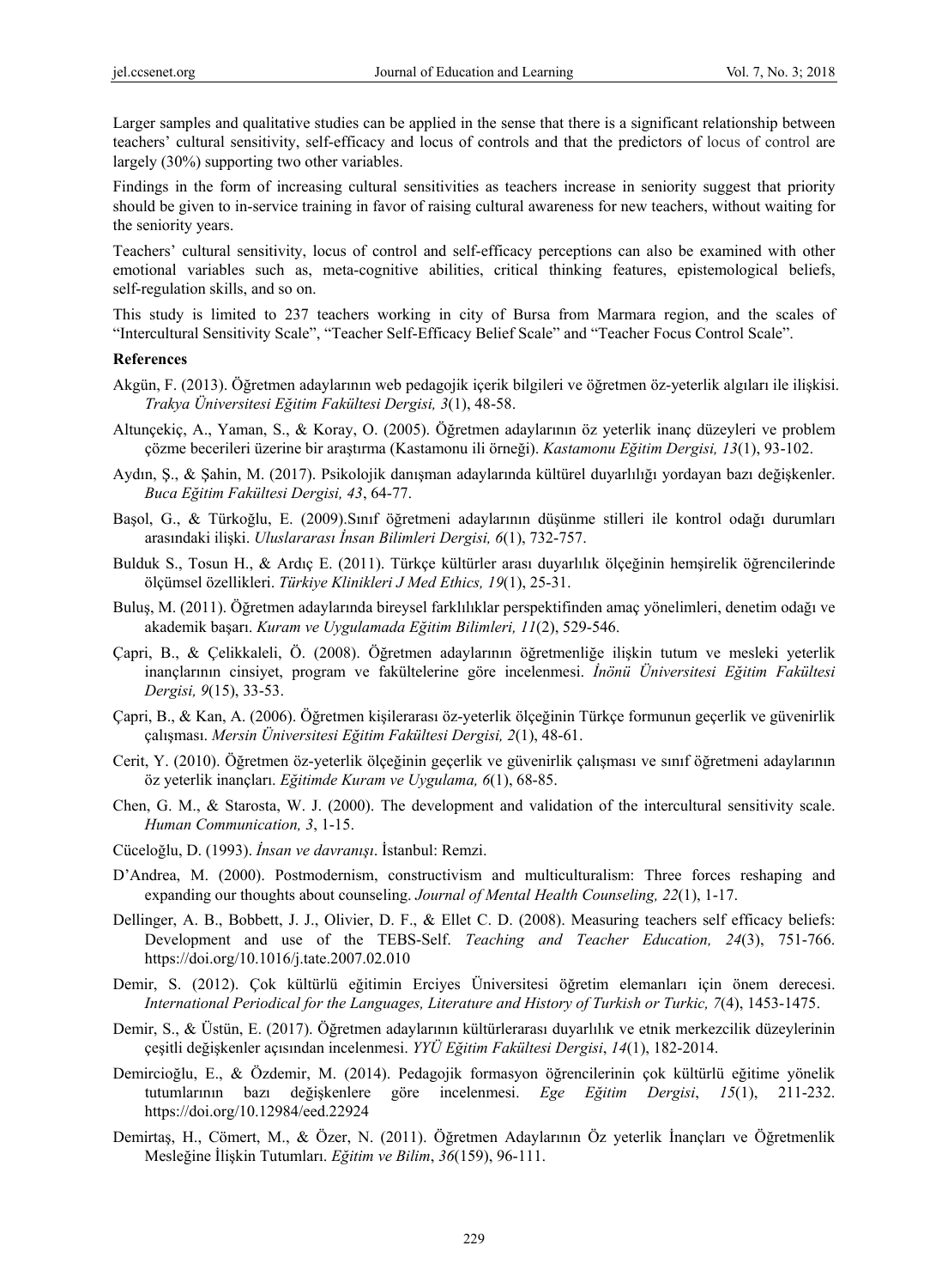Larger samples and qualitative studies can be applied in the sense that there is a significant relationship between teachers' cultural sensitivity, self-efficacy and locus of controls and that the predictors of locus of control are largely (30%) supporting two other variables.

Findings in the form of increasing cultural sensitivities as teachers increase in seniority suggest that priority should be given to in-service training in favor of raising cultural awareness for new teachers, without waiting for the seniority years.

Teachers' cultural sensitivity, locus of control and self-efficacy perceptions can also be examined with other emotional variables such as, meta-cognitive abilities, critical thinking features, epistemological beliefs, self-regulation skills, and so on.

This study is limited to 237 teachers working in city of Bursa from Marmara region, and the scales of "Intercultural Sensitivity Scale", "Teacher Self-Efficacy Belief Scale" and "Teacher Focus Control Scale".

**References**

Akgün, F. (2013). Öğretmen adaylarının web pedagojik içerik bilgileri ve öğretmen öz-yeterlik algıları ile ilişkisi. *Trakya Üniversitesi Eğitim Fakültesi Dergisi, 3*(1), 48-58.

Altunçekiç, A., Yaman, S., & Koray, O. (2005). Öğretmen adaylarının öz yeterlik inanç düzeyleri ve problem çözme becerileri üzerine bir araştırma (Kastamonu ili örneği). *Kastamonu Eğitim Dergisi, 13*(1), 93-102.

Aydın, Ş., & Şahin, M. (2017). Psikolojik danışman adaylarında kültürel duyarlılığı yordayan bazı değişkenler. *Buca Eğitim Fakültesi Dergisi, 43*, 64-77.

Başol, G., & Türkoğlu, E. (2009).Sınıf öğretmeni adaylarının düşünme stilleri ile kontrol odağı durumları arasındaki ilişki. *Uluslararası İnsan Bilimleri Dergisi, 6*(1), 732-757.

Bulduk S., Tosun H., & Ardıç E. (2011). Türkçe kültürler arası duyarlılık ölçeğinin hemşirelik öğrencilerinde ölçümsel özellikleri. *Türkiye Klinikleri J Med Ethics, 19*(1), 25-31.

Buluş, M. (2011). Öğretmen adaylarında bireysel farklılıklar perspektifinden amaç yönelimleri, denetim odağı ve akademik başarı. *Kuram ve Uygulamada Eğitim Bilimleri, 11*(2), 529-546.

Çapri, B., & Çelikkaleli, Ö. (2008). Öğretmen adaylarının öğretmenliğe ilişkin tutum ve mesleki yeterlik inançlarının cinsiyet, program ve fakültelerine göre incelenmesi. *İnönü Üniversitesi Eğitim Fakültesi Dergisi, 9*(15), 33-53.

Çapri, B., & Kan, A. (2006). Öğretmen kişilerarası öz-yeterlik ölçeğinin Türkçe formunun geçerlik ve güvenirlik çalışması. *Mersin Üniversitesi Eğitim Fakültesi Dergisi, 2*(1), 48-61.

Cerit, Y. (2010). Öğretmen öz-yeterlik ölçeğinin geçerlik ve güvenirlik çalışması ve sınıf öğretmeni adaylarının öz yeterlik inançları. *Eğitimde Kuram ve Uygulama, 6*(1), 68-85.

Chen, G. M., & Starosta, W. J. (2000). The development and validation of the intercultural sensitivity scale. *Human Communication, 3*, 1-15.

Cüceloğlu, D. (1993). *İnsan ve davranışı*. İstanbul: Remzi.

D'Andrea, M. (2000). Postmodernism, constructivism and multiculturalism: Three forces reshaping and expanding our thoughts about counseling. *Journal of Mental Health Counseling, 22*(1), 1-17.

Dellinger, A. B., Bobbett, J. J., Olivier, D. F., & Ellet C. D. (2008). Measuring teachers self efficacy beliefs: Development and use of the TEBS-Self. *Teaching and Teacher Education, 24*(3), 751-766. https://doi.org/10.1016/j.tate.2007.02.010

Demir, S. (2012). Çok kültürlü eğitimin Erciyes Üniversitesi öğretim elemanları için önem derecesi. *International Periodical for the Languages, Literature and History of Turkish or Turkic, 7*(4), 1453-1475.

Demir, S., & Üstün, E. (2017). Öğretmen adaylarının kültürlerarası duyarlılık ve etnik merkezcilik düzeylerinin çeşitli değişkenler açısından incelenmesi. *YYÜ Eğitim Fakültesi Dergisi*, *14*(1), 182-2014.

Demircioğlu, E., & Özdemir, M. (2014). Pedagojik formasyon öğrencilerinin çok kültürlü eğitime yönelik tutumlarının bazı değişkenlere göre incelenmesi. *Ege Eğitim Dergisi*, *15*(1), 211-232. https://doi.org/10.12984/eed.22924

Demirtaş, H., Cömert, M., & Özer, N. (2011). Öğretmen Adaylarının Öz yeterlik İnançları ve Öğretmenlik Mesleğine İlişkin Tutumları. *Eğitim ve Bilim*, *36*(159), 96-111.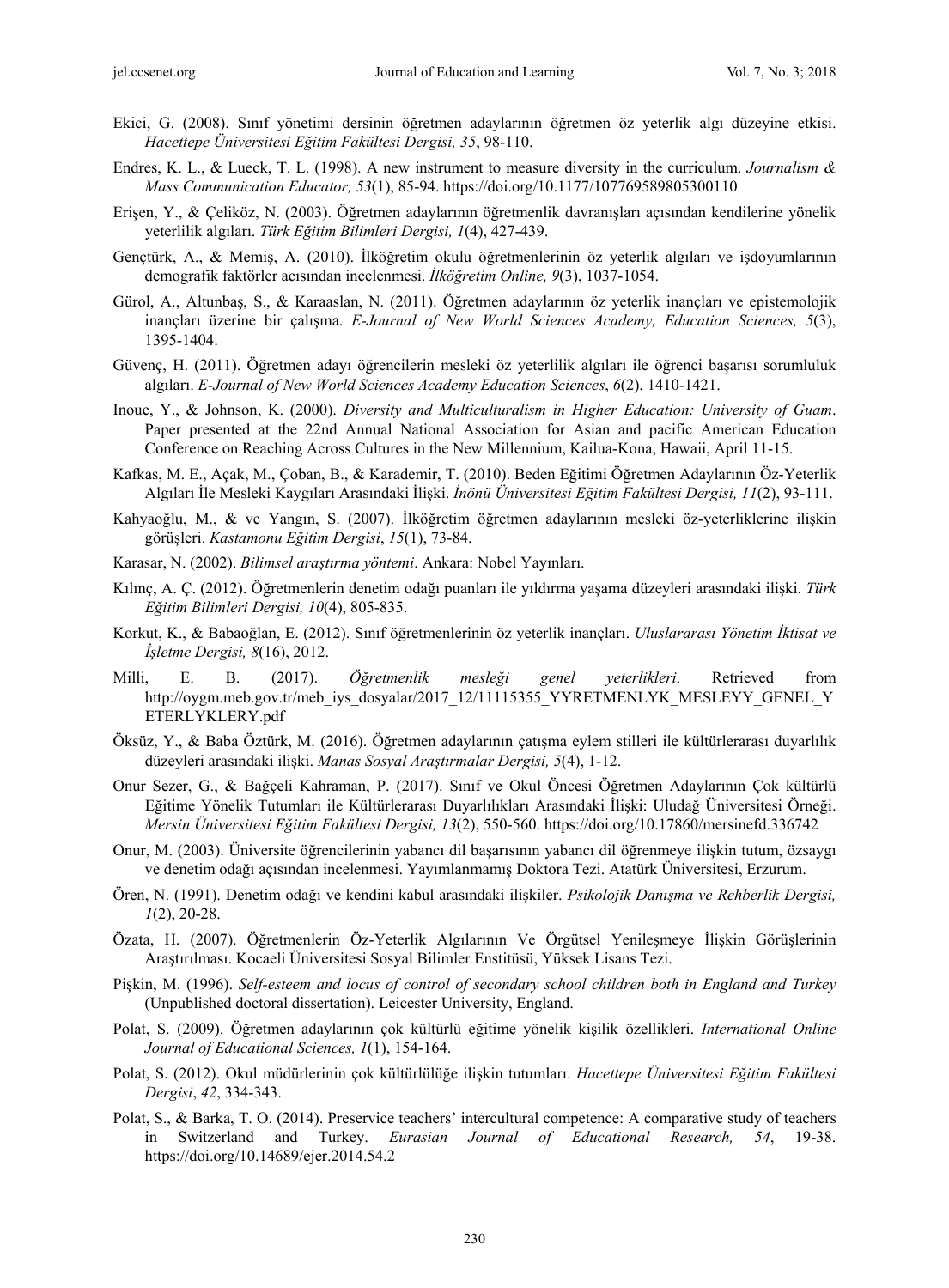Ekici, G. (2008). Sınıf yönetimi dersinin öğretmen adaylarının öğretmen öz yeterlik algı düzeyine etkisi. *Hacettepe Üniversitesi Eğitim Fakültesi Dergisi, 35*, 98-110.

Endres, K. L., & Lueck, T. L. (1998). A new instrument to measure diversity in the curriculum. *Journalism & Mass Communication Educator, 53*(1), 85-94. https://doi.org/10.1177/107769589805300110

Erişen, Y., & Çeliköz, N. (2003). Öğretmen adaylarının öğretmenlik davranışları açısından kendilerine yönelik yeterlilik algıları. *Türk Eğitim Bilimleri Dergisi, 1*(4), 427-439.

Gençtürk, A., & Memiş, A. (2010). İlköğretim okulu öğretmenlerinin öz yeterlik algıları ve işdoyumlarının demografik faktörler acısından incelenmesi. *İlköğretim Online, 9*(3), 1037-1054.

Gürol, A., Altunbaş, S., & Karaaslan, N. (2011). Öğretmen adaylarının öz yeterlik inançları ve epistemolojik inançları üzerine bir çalışma. *E-Journal of New World Sciences Academy, Education Sciences, 5*(3), 1395-1404.

Güvenç, H. (2011). Öğretmen adayı öğrencilerin mesleki öz yeterlilik algıları ile öğrenci başarısı sorumluluk algıları. *E-Journal of New World Sciences Academy Education Sciences*, *6*(2), 1410-1421.

Inoue, Y., & Johnson, K. (2000). *Diversity and Multiculturalism in Higher Education: University of Guam*. Paper presented at the 22nd Annual National Association for Asian and pacific American Education Conference on Reaching Across Cultures in the New Millennium, Kailua-Kona, Hawaii, April 11-15.

Kafkas, M. E., Açak, M., Çoban, B., & Karademir, T. (2010). Beden Eğitimi Öğretmen Adaylarının Öz-Yeterlik Algıları İle Mesleki Kaygıları Arasındaki İlişki. *İnönü Üniversitesi Eğitim Fakültesi Dergisi, 11*(2), 93-111.

Kahyaoğlu, M., & ve Yangın, S. (2007). İlköğretim öğretmen adaylarının mesleki öz-yeterliklerine ilişkin görüşleri. *Kastamonu Eğitim Dergisi*, *15*(1), 73-84.

Karasar, N. (2002). *Bilimsel araştırma yöntemi*. Ankara: Nobel Yayınları.

Kılınç, A. Ç. (2012). Öğretmenlerin denetim odağı puanları ile yıldırma yaşama düzeyleri arasındaki ilişki. *Türk Eğitim Bilimleri Dergisi, 10*(4), 805-835.

Korkut, K., & Babaoğlan, E. (2012). Sınıf öğretmenlerinin öz yeterlik inançları. *Uluslararası Yönetim İktisat ve İşletme Dergisi, 8*(16), 2012.

Milli, E. B. (2017). *Öğretmenlik mesleği genel yeterlikleri*. Retrieved from http://oygm.meb.gov.tr/meb_iys_dosyalar/2017_12/11115355_YYRETMENLYK_MESLEYY_GENEL_YETERLYKLERY.pdf

Öksüz, Y., & Baba Öztürk, M. (2016). Öğretmen adaylarının çatışma eylem stilleri ile kültürlerarası duyarlılık düzeyleri arasındaki ilişki. *Manas Sosyal Araştırmalar Dergisi, 5*(4), 1-12.

Onur Sezer, G., & Bağçeli Kahraman, P. (2017). Sınıf ve Okul Öncesi Öğretmen Adaylarının Çok kültürlü Eğitime Yönelik Tutumları ile Kültürlerarası Duyarlılıkları Arasındaki İlişki: Uludağ Üniversitesi Örneği. *Mersin Üniversitesi Eğitim Fakültesi Dergisi, 13*(2), 550-560. https://doi.org/10.17860/mersinefd.336742

Onur, M. (2003). Üniversite öğrencilerinin yabancı dil başarısının yabancı dil öğrenmeye ilişkin tutum, özsaygı ve denetim odağı açısından incelenmesi. Yayımlanmamış Doktora Tezi. Atatürk Üniversitesi, Erzurum.

Ören, N. (1991). Denetim odağı ve kendini kabul arasındaki ilişkiler. *Psikolojik Danışma ve Rehberlik Dergisi, 1*(2), 20-28.

Özata, H. (2007). Öğretmenlerin Öz-Yeterlik Algılarının Ve Örgütsel Yenileşmeye İlişkin Görüşlerinin Araştırılması. Kocaeli Üniversitesi Sosyal Bilimler Enstitüsü, Yüksek Lisans Tezi.

Pişkin, M. (1996). *Self-esteem and locus of control of secondary school children both in England and Turkey* (Unpublished doctoral dissertation). Leicester University, England.

Polat, S. (2009). Öğretmen adaylarının çok kültürlü eğitime yönelik kişilik özellikleri. *International Online Journal of Educational Sciences, 1*(1), 154-164.

Polat, S. (2012). Okul müdürlerinin çok kültürlülüğe ilişkin tutumları. *Hacettepe Üniversitesi Eğitim Fakültesi Dergisi*, *42*, 334-343.

Polat, S., & Barka, T. O. (2014). Preservice teachers' intercultural competence: A comparative study of teachers in Switzerland and Turkey. *Eurasian Journal of Educational Research, 54*, 19-38. https://doi.org/10.14689/ejer.2014.54.2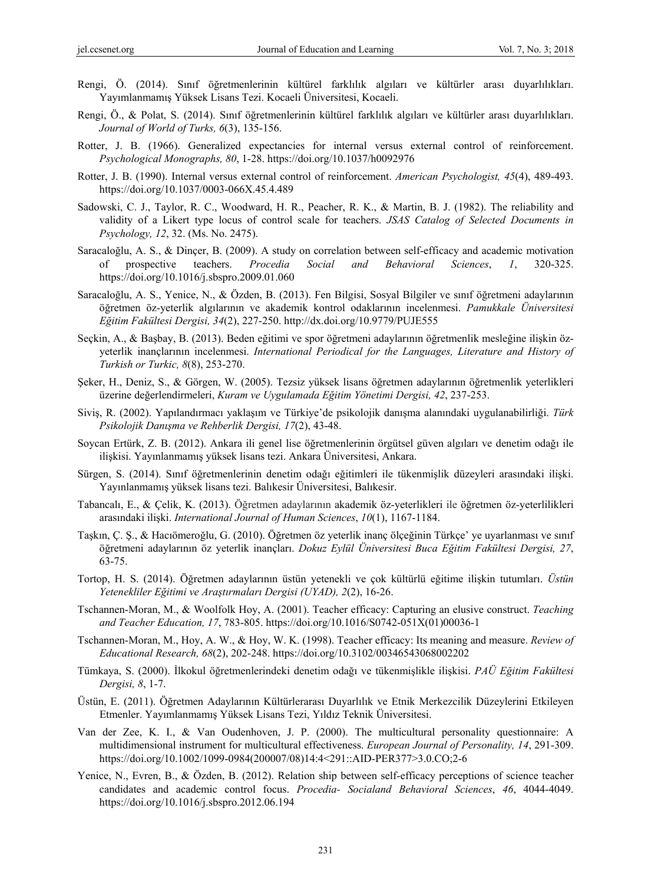Rengi, Ö. (2014). Sınıf öğretmenlerinin kültürel farklılık algıları ve kültürler arası duyarlılıkları. Yayımlanmamış Yüksek Lisans Tezi. Kocaeli Üniversitesi, Kocaeli.

Rengi, Ö., & Polat, S. (2014). Sınıf öğretmenlerinin kültürel farklılık algıları ve kültürler arası duyarlılıkları. *Journal of World of Turks, 6*(3), 135-156.

Rotter, J. B. (1966). Generalized expectancies for internal versus external control of reinforcement. *Psychological Monographs, 80*, 1-28. https://doi.org/10.1037/h0092976

Rotter, J. B. (1990). Internal versus external control of reinforcement. *American Psychologist, 45*(4), 489-493. https://doi.org/10.1037/0003-066X.45.4.489

Sadowski, C. J., Taylor, R. C., Woodward, H. R., Peacher, R. K., & Martin, B. J. (1982). The reliability and validity of a Likert type locus of control scale for teachers. *JSAS Catalog of Selected Documents in Psychology, 12*, 32. (Ms. No. 2475).

Saracaloğlu, A. S., & Dinçer, B. (2009). A study on correlation between self-efficacy and academic motivation of prospective teachers. *Procedia Social and Behavioral Sciences*, *1*, 320-325. https://doi.org/10.1016/j.sbspro.2009.01.060

Saracaloğlu, A. S., Yenice, N., & Özden, B. (2013). Fen Bilgisi, Sosyal Bilgiler ve sınıf öğretmeni adaylarının öğretmen öz-yeterlik algılarının ve akademik kontrol odaklarının incelenmesi. *Pamukkale Üniversitesi Eğitim Fakültesi Dergisi, 34*(2), 227-250. http://dx.doi.org/10.9779/PUJE555

Seçkin, A., & Başbay, B. (2013). Beden eğitimi ve spor öğretmeni adaylarının öğretmenlik mesleğine ilişkin öz-yeterlik inançlarının incelenmesi. *International Periodical for the Languages, Literature and History of Turkish or Turkic, 8*(8), 253-270.

Şeker, H., Deniz, S., & Görgen, W. (2005). Tezsiz yüksek lisans öğretmen adaylarının öğretmenlik yeterlikleri üzerine değerlendirmeleri, *Kuram ve Uygulamada Eğitim Yönetimi Dergisi, 42*, 237-253.

Siviş, R. (2002). Yapılandırmacı yaklaşım ve Türkiye'de psikolojik danışma alanındaki uygulanabilirliği. *Türk Psikolojik Danışma ve Rehberlik Dergisi, 17*(2), 43-48.

Soycan Ertürk, Z. B. (2012). Ankara ili genel lise öğretmenlerinin örgütsel güven algıları ve denetim odağı ile ilişkisi. Yayınlanmamış yüksek lisans tezi. Ankara Üniversitesi, Ankara.

Sürgen, S. (2014). Sınıf öğretmenlerinin denetim odağı eğitimleri ile tükenmişlik düzeyleri arasındaki ilişki. Yayınlanmamış yüksek lisans tezi. Balıkesir Üniversitesi, Balıkesir.

Tabancalı, E., & Çelik, K. (2013). Öğretmen adaylarının akademik öz-yeterlikleri ile öğretmen öz-yeterlilikleri arasındaki ilişki. *International Journal of Human Sciences*, *10*(1), 1167-1184.

Taşkın, Ç. Ş., & Hacıömeroğlu, G. (2010). Öğretmen öz yeterlik inanç ölçeğinin Türkçe' ye uyarlanması ve sınıf öğretmeni adaylarının öz yeterlik inançları. *Dokuz Eylül Üniversitesi Buca Eğitim Fakültesi Dergisi, 27*, 63-75.

Tortop, H. S. (2014). Öğretmen adaylarının üstün yetenekli ve çok kültürlü eğitime ilişkin tutumları. *Üstün Yetenekliler Eğitimi ve Araştırmaları Dergisi (UYAD), 2*(2), 16-26.

Tschannen-Moran, M., & Woolfolk Hoy, A. (2001). Teacher efficacy: Capturing an elusive construct. *Teaching and Teacher Education, 17*, 783-805. https://doi.org/10.1016/S0742-051X(01)00036-1

Tschannen-Moran, M., Hoy, A. W., & Hoy, W. K. (1998). Teacher efficacy: Its meaning and measure. *Review of Educational Research, 68*(2), 202-248. https://doi.org/10.3102/00346543068002202

Tümkaya, S. (2000). İlkokul öğretmenlerindeki denetim odağı ve tükenmişlikle ilişkisi. *PAÜ Eğitim Fakültesi Dergisi, 8*, 1-7.

Üstün, E. (2011). Öğretmen Adaylarının Kültürlerarası Duyarlılık ve Etnik Merkezcilik Düzeylerini Etkileyen Etmenler. Yayımlanmamış Yüksek Lisans Tezi, Yıldız Teknik Üniversitesi.

Van der Zee, K. I., & Van Oudenhoven, J. P. (2000). The multicultural personality questionnaire: A multidimensional instrument for multicultural effectiveness. *European Journal of Personality, 14*, 291-309. https://doi.org/10.1002/1099-0984(200007/08)14:4<291::AID-PER377>3.0.CO;2-6

Yenice, N., Evren, B., & Özden, B. (2012). Relation ship between self-efficacy perceptions of science teacher candidates and academic control focus. *Procedia- Socialand Behavioral Sciences*, *46*, 4044-4049. https://doi.org/10.1016/j.sbspro.2012.06.194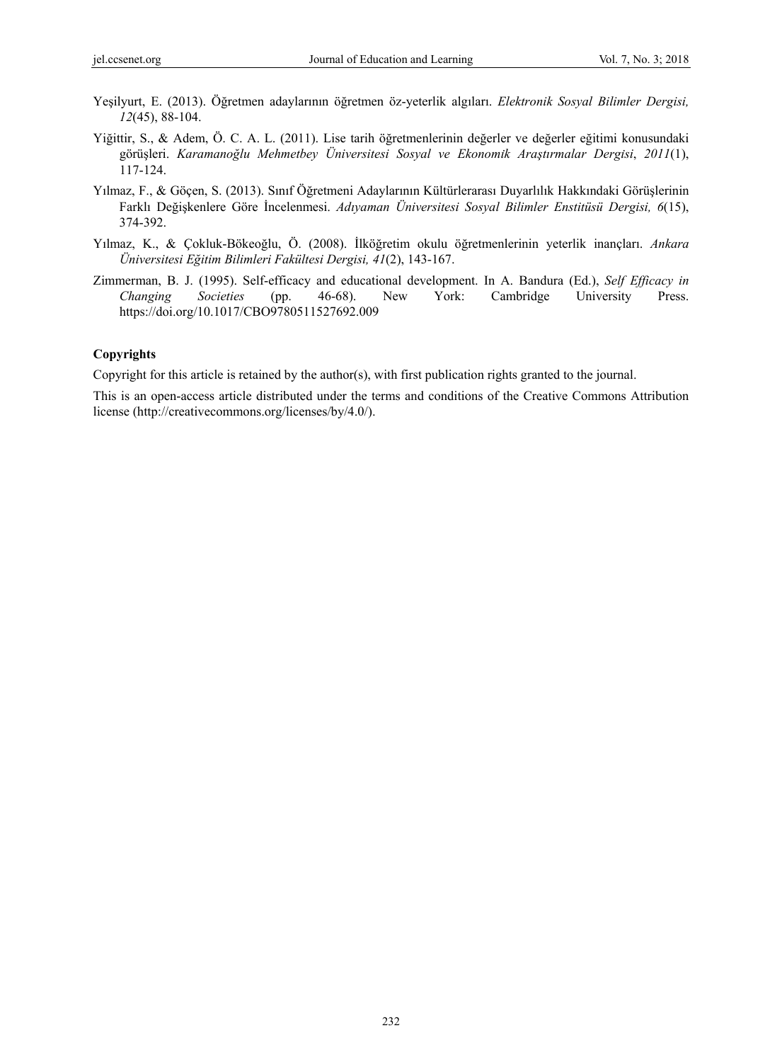Yeşilyurt, E. (2013). Öğretmen adaylarının öğretmen öz-yeterlik algıları. *Elektronik Sosyal Bilimler Dergisi, 12*(45), 88-104.

Yiğittir, S., & Adem, Ö. C. A. L. (2011). Lise tarih öğretmenlerinin değerler ve değerler eğitimi konusundaki görüşleri. *Karamanoğlu Mehmetbey Üniversitesi Sosyal ve Ekonomik Araştırmalar Dergisi*, *2011*(1), 117-124.

Yılmaz, F., & Göçen, S. (2013). Sınıf Öğretmeni Adaylarının Kültürlerarası Duyarlılık Hakkındaki Görüşlerinin Farklı Değişkenlere Göre İncelenmesi. *Adıyaman Üniversitesi Sosyal Bilimler Enstitüsü Dergisi, 6*(15), 374-392.

Yılmaz, K., & Çokluk-Bökeoğlu, Ö. (2008). İlköğretim okulu öğretmenlerinin yeterlik inançları. *Ankara Üniversitesi Eğitim Bilimleri Fakültesi Dergisi, 41*(2), 143-167.

Zimmerman, B. J. (1995). Self-efficacy and educational development. In A. Bandura (Ed.), *Self Efficacy in Changing Societies* (pp. 46-68). New York: Cambridge University Press. https://doi.org/10.1017/CBO9780511527692.009

**Copyrights**

Copyright for this article is retained by the author(s), with first publication rights granted to the journal.

This is an open-access article distributed under the terms and conditions of the Creative Commons Attribution license (http://creativecommons.org/licenses/by/4.0/).